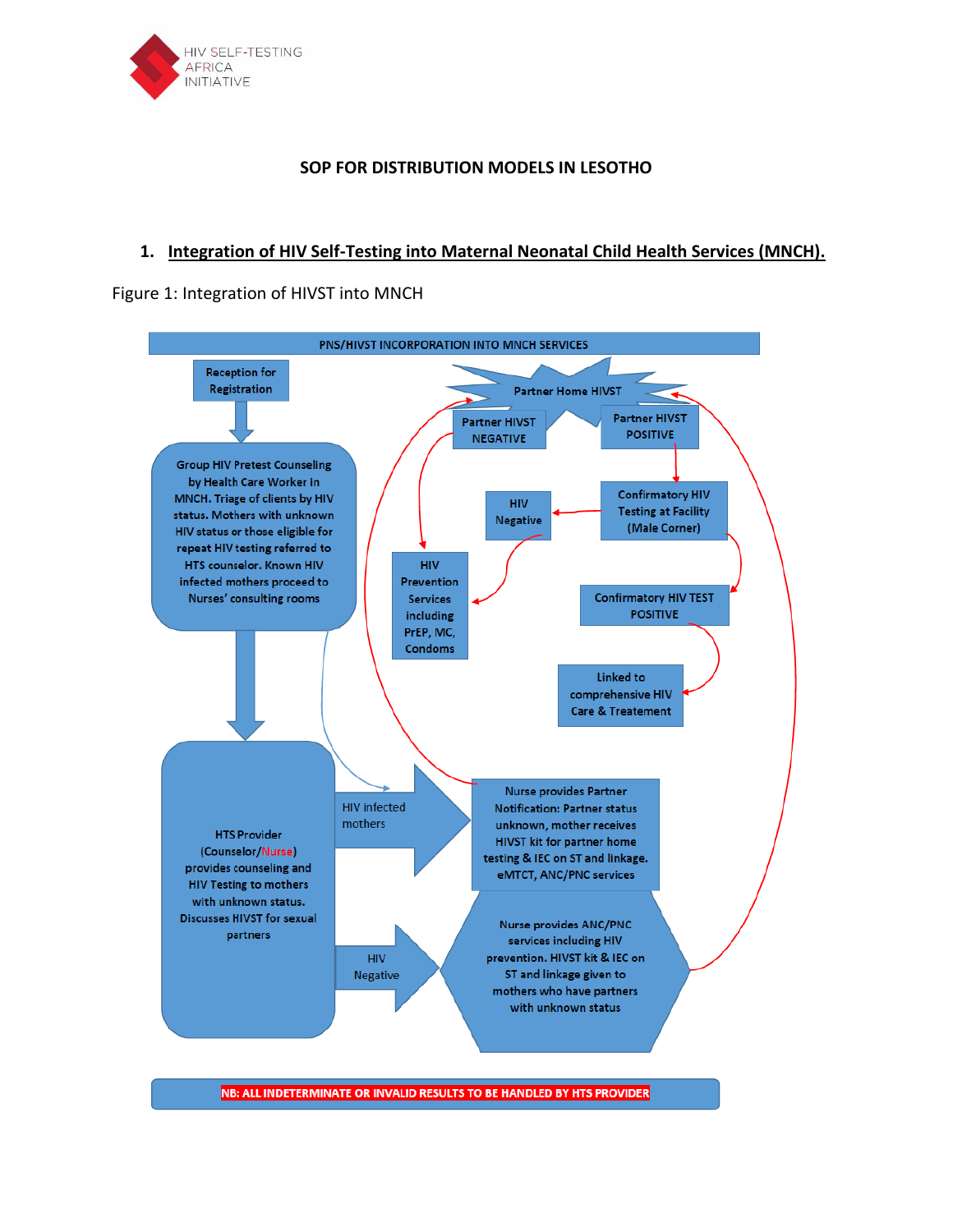HIV SELF-TESTING AFRICA INITIATIVE

## SOP FOR DISTRIBUTION MODELS IN LESOTHO

### 1. Integration of HIV Self-Testing into Maternal Neonatal Child Health Services (MNCH).

Figure 1: Integration of HIVST into MNCH

PNS/HIVST INCORPORATION INTO MNCH SERVICES

Reception for Registration

Group HIV Pretest Counseling by Health Care Worker in MNCH. Triage of clients by HIV status. Mothers with unknown HIV status or those eligible for repeat HIV testing referred to HTS counselor. Known HIV infected mothers proceed to Nurses' consulting rooms

HTS Provider (Counselor/Nurse) provides counseling and HIV Testing to mothers with unknown status. Discusses HIVST for sexual partners

HIV infected mothers

HIV Negative

Nurse provides Partner Notification: Partner status unknown, mother receives HIVST kit for partner home testing & IEC on ST and linkage. eMTCT, ANC/PNC services

Nurse provides ANC/PNC services including HIV prevention. HIVST kit & IEC on ST and linkage given to mothers who have partners with unknown status

Partner Home HIVST

Partner HIVST NEGATIVE

Partner HIVST POSITIVE

Confirmatory HIV Testing at Facility (Male Corner)

HIV Negative

HIV Prevention Services including PrEP, MC, Condoms

Confirmatory HIV TEST POSITIVE

Linked to comprehensive HIV Care & Treatement

NB: ALL INDETERMINATE OR INVALID RESULTS TO BE HANDLED BY HTS PROVIDER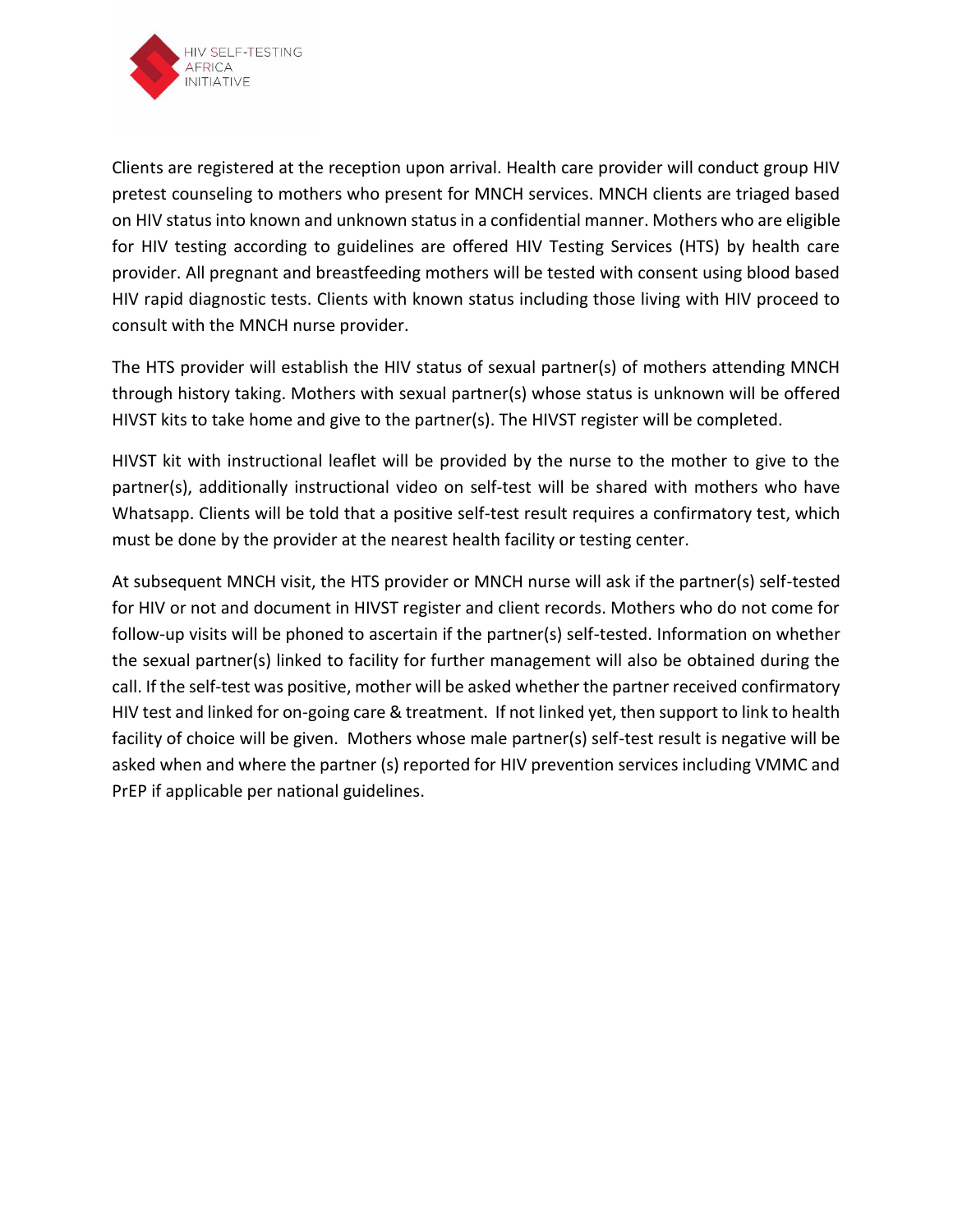Clients are registered at the reception upon arrival. Health care provider will conduct group HIV pretest counseling to mothers who present for MNCH services. MNCH clients are triaged based on HIV status into known and unknown status in a confidential manner. Mothers who are eligible for HIV testing according to guidelines are offered HIV Testing Services (HTS) by health care provider. All pregnant and breastfeeding mothers will be tested with consent using blood based HIV rapid diagnostic tests. Clients with known status including those living with HIV proceed to consult with the MNCH nurse provider.

The HTS provider will establish the HIV status of sexual partner(s) of mothers attending MNCH through history taking. Mothers with sexual partner(s) whose status is unknown will be offered HIVST kits to take home and give to the partner(s). The HIVST register will be completed.

HIVST kit with instructional leaflet will be provided by the nurse to the mother to give to the partner(s), additionally instructional video on self-test will be shared with mothers who have Whatsapp. Clients will be told that a positive self-test result requires a confirmatory test, which must be done by the provider at the nearest health facility or testing center.

At subsequent MNCH visit, the HTS provider or MNCH nurse will ask if the partner(s) self-tested for HIV or not and document in HIVST register and client records. Mothers who do not come for follow-up visits will be phoned to ascertain if the partner(s) self-tested. Information on whether the sexual partner(s) linked to facility for further management will also be obtained during the call. If the self-test was positive, mother will be asked whether the partner received confirmatory HIV test and linked for on-going care & treatment. If not linked yet, then support to link to health facility of choice will be given. Mothers whose male partner(s) self-test result is negative will be asked when and where the partner (s) reported for HIV prevention services including VMMC and PrEP if applicable per national guidelines.